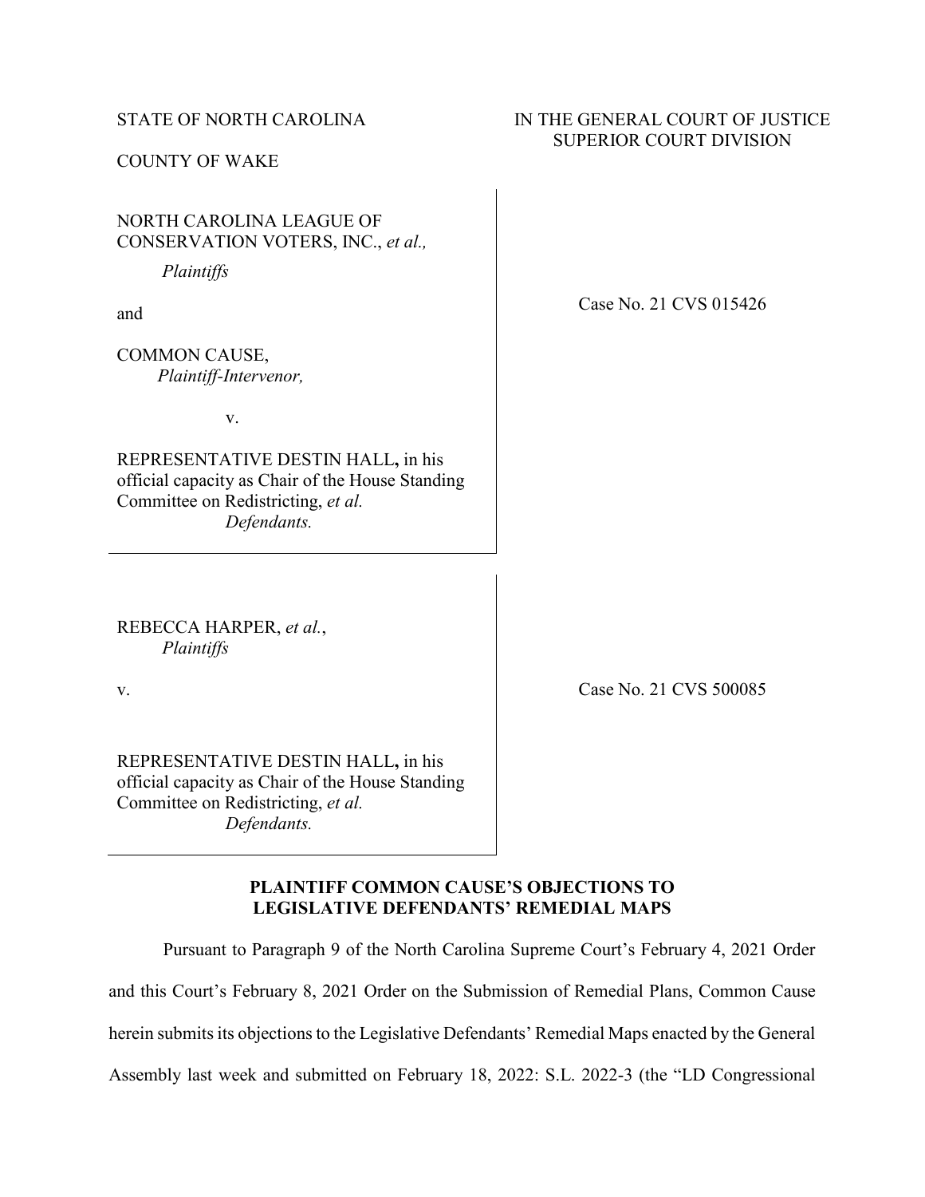STATE OF NORTH CAROLINA

COUNTY OF WAKE

IN THE GENERAL COURT OF JUSTICE
SUPERIOR COURT DIVISION

NORTH CAROLINA LEAGUE OF CONSERVATION VOTERS, INC., *et al.,*
*Plaintiffs*

and

COMMON CAUSE,
*Plaintiff-Intervenor,*

v.

REPRESENTATIVE DESTIN HALL**,** in his official capacity as Chair of the House Standing Committee on Redistricting, *et al.*
*Defendants.*

Case No. 21 CVS 015426

REBECCA HARPER, *et al.*,
*Plaintiffs*

v.

REPRESENTATIVE DESTIN HALL**,** in his official capacity as Chair of the House Standing Committee on Redistricting, *et al.*
*Defendants.*

Case No. 21 CVS 500085

**PLAINTIFF COMMON CAUSE'S OBJECTIONS TO LEGISLATIVE DEFENDANTS' REMEDIAL MAPS**

Pursuant to Paragraph 9 of the North Carolina Supreme Court's February 4, 2021 Order and this Court's February 8, 2021 Order on the Submission of Remedial Plans, Common Cause herein submits its objections to the Legislative Defendants' Remedial Maps enacted by the General Assembly last week and submitted on February 18, 2022: S.L. 2022-3 (the "LD Congressional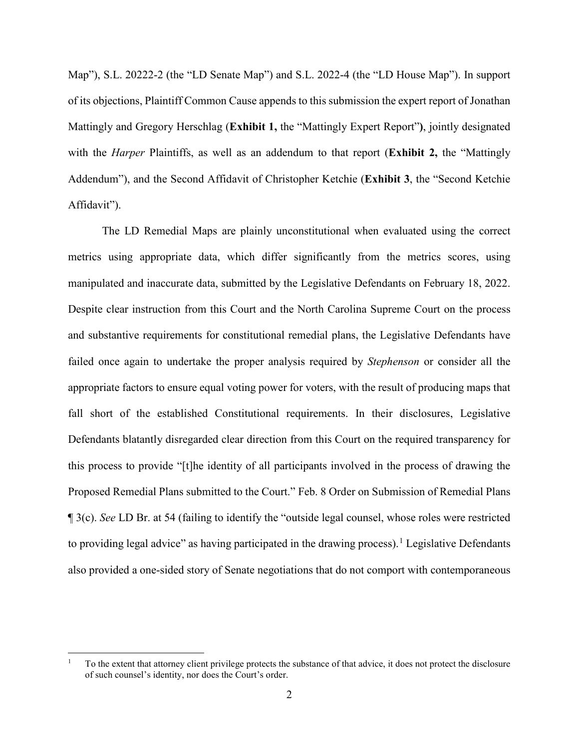Map"), S.L. 20222-2 (the "LD Senate Map") and S.L. 2022-4 (the "LD House Map"). In support of its objections, Plaintiff Common Cause appends to this submission the expert report of Jonathan Mattingly and Gregory Herschlag (**Exhibit 1,** the "Mattingly Expert Report"**)**, jointly designated with the *Harper* Plaintiffs, as well as an addendum to that report (**Exhibit 2,** the "Mattingly Addendum"), and the Second Affidavit of Christopher Ketchie (**Exhibit 3**, the "Second Ketchie Affidavit").

The LD Remedial Maps are plainly unconstitutional when evaluated using the correct metrics using appropriate data, which differ significantly from the metrics scores, using manipulated and inaccurate data, submitted by the Legislative Defendants on February 18, 2022. Despite clear instruction from this Court and the North Carolina Supreme Court on the process and substantive requirements for constitutional remedial plans, the Legislative Defendants have failed once again to undertake the proper analysis required by *Stephenson* or consider all the appropriate factors to ensure equal voting power for voters, with the result of producing maps that fall short of the established Constitutional requirements. In their disclosures, Legislative Defendants blatantly disregarded clear direction from this Court on the required transparency for this process to provide "[t]he identity of all participants involved in the process of drawing the Proposed Remedial Plans submitted to the Court." Feb. 8 Order on Submission of Remedial Plans ¶ 3(c). *See* LD Br. at 54 (failing to identify the "outside legal counsel, whose roles were restricted to providing legal advice" as having participated in the drawing process).[1] Legislative Defendants also provided a one-sided story of Senate negotiations that do not comport with contemporaneous

[1] To the extent that attorney client privilege protects the substance of that advice, it does not protect the disclosure of such counsel's identity, nor does the Court's order.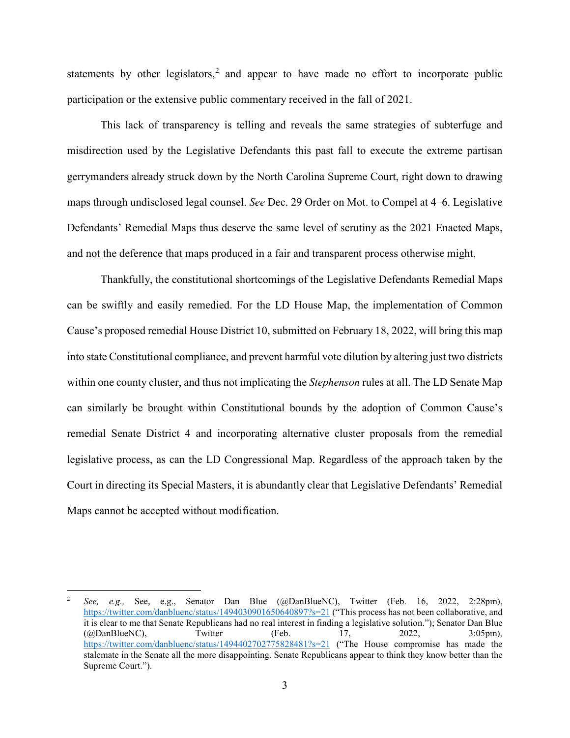statements by other legislators,[2] and appear to have made no effort to incorporate public participation or the extensive public commentary received in the fall of 2021.

This lack of transparency is telling and reveals the same strategies of subterfuge and misdirection used by the Legislative Defendants this past fall to execute the extreme partisan gerrymanders already struck down by the North Carolina Supreme Court, right down to drawing maps through undisclosed legal counsel. *See* Dec. 29 Order on Mot. to Compel at 4–6. Legislative Defendants' Remedial Maps thus deserve the same level of scrutiny as the 2021 Enacted Maps, and not the deference that maps produced in a fair and transparent process otherwise might.

Thankfully, the constitutional shortcomings of the Legislative Defendants Remedial Maps can be swiftly and easily remedied. For the LD House Map, the implementation of Common Cause's proposed remedial House District 10, submitted on February 18, 2022, will bring this map into state Constitutional compliance, and prevent harmful vote dilution by altering just two districts within one county cluster, and thus not implicating the *Stephenson* rules at all. The LD Senate Map can similarly be brought within Constitutional bounds by the adoption of Common Cause's remedial Senate District 4 and incorporating alternative cluster proposals from the remedial legislative process, as can the LD Congressional Map. Regardless of the approach taken by the Court in directing its Special Masters, it is abundantly clear that Legislative Defendants' Remedial Maps cannot be accepted without modification.

---

[2] *See, e.g.,* See, e.g., Senator Dan Blue (@DanBlueNC), Twitter (Feb. 16, 2022, 2:28pm), https://twitter.com/danbluenc/status/1494030901650640897?s=21 ("This process has not been collaborative, and it is clear to me that Senate Republicans had no real interest in finding a legislative solution."); Senator Dan Blue (@DanBlueNC), Twitter (Feb. 17, 2022, 3:05pm), https://twitter.com/danbluenc/status/1494402702775828481?s=21 ("The House compromise has made the stalemate in the Senate all the more disappointing. Senate Republicans appear to think they know better than the Supreme Court.").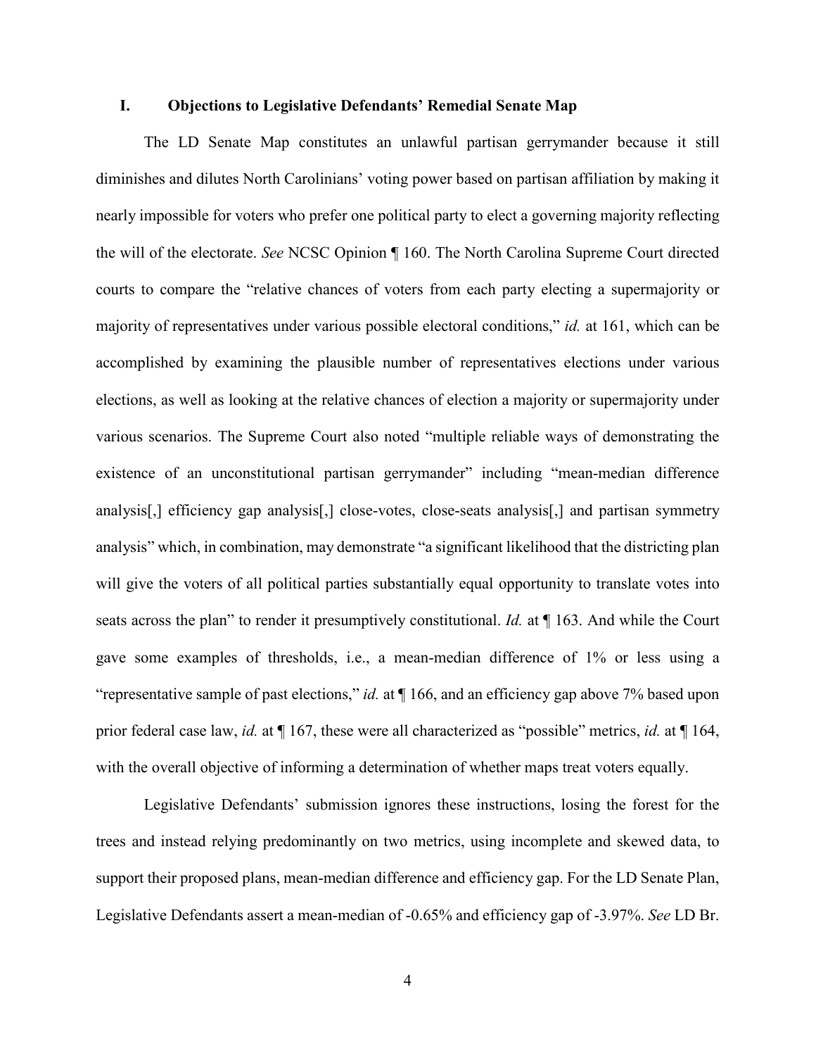## I. Objections to Legislative Defendants' Remedial Senate Map

The LD Senate Map constitutes an unlawful partisan gerrymander because it still diminishes and dilutes North Carolinians' voting power based on partisan affiliation by making it nearly impossible for voters who prefer one political party to elect a governing majority reflecting the will of the electorate. *See* NCSC Opinion ¶ 160. The North Carolina Supreme Court directed courts to compare the "relative chances of voters from each party electing a supermajority or majority of representatives under various possible electoral conditions," *id.* at 161, which can be accomplished by examining the plausible number of representatives elections under various elections, as well as looking at the relative chances of election a majority or supermajority under various scenarios. The Supreme Court also noted "multiple reliable ways of demonstrating the existence of an unconstitutional partisan gerrymander" including "mean-median difference analysis[,] efficiency gap analysis[,] close-votes, close-seats analysis[,] and partisan symmetry analysis" which, in combination, may demonstrate "a significant likelihood that the districting plan will give the voters of all political parties substantially equal opportunity to translate votes into seats across the plan" to render it presumptively constitutional. *Id.* at ¶ 163. And while the Court gave some examples of thresholds, i.e., a mean-median difference of 1% or less using a "representative sample of past elections," *id.* at ¶ 166, and an efficiency gap above 7% based upon prior federal case law, *id.* at ¶ 167, these were all characterized as "possible" metrics, *id.* at ¶ 164, with the overall objective of informing a determination of whether maps treat voters equally.

Legislative Defendants' submission ignores these instructions, losing the forest for the trees and instead relying predominantly on two metrics, using incomplete and skewed data, to support their proposed plans, mean-median difference and efficiency gap. For the LD Senate Plan, Legislative Defendants assert a mean-median of -0.65% and efficiency gap of -3.97%. *See* LD Br.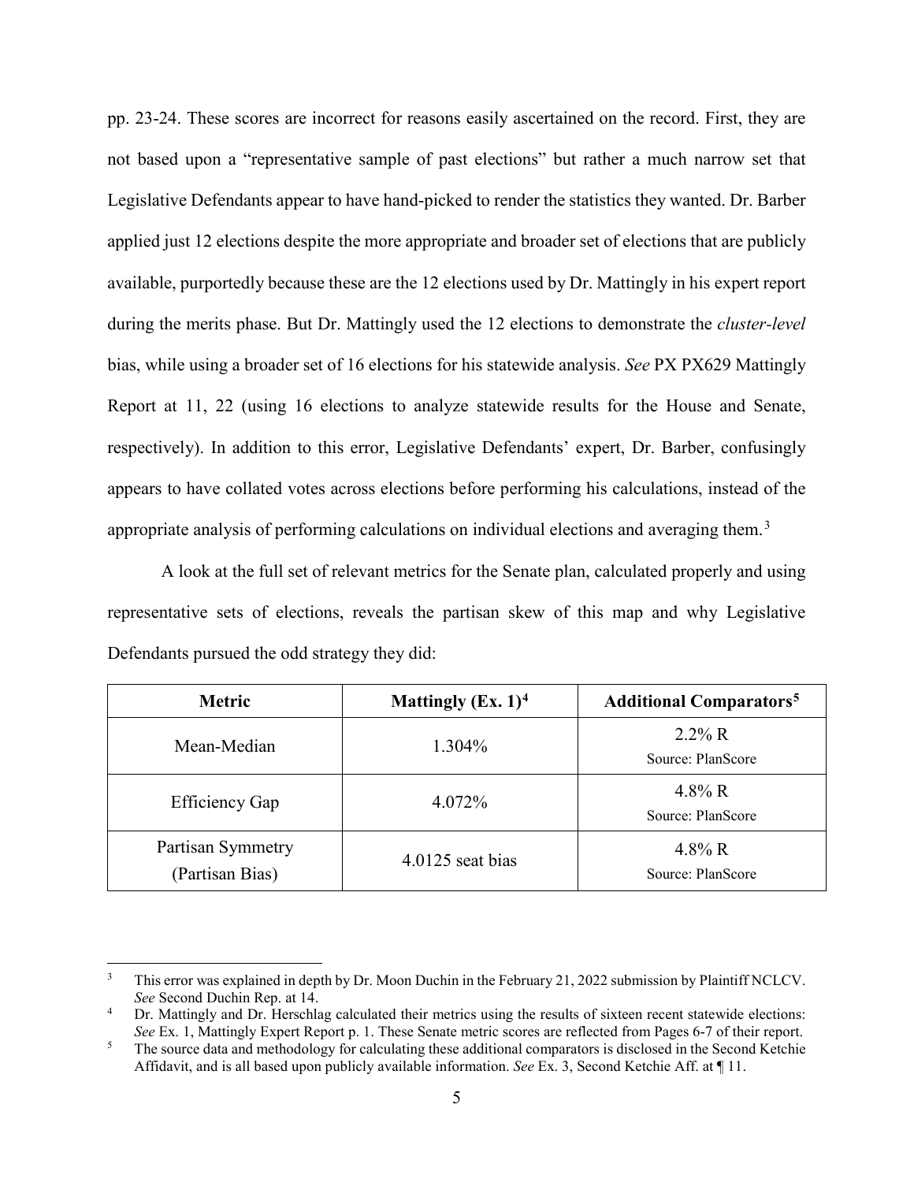pp. 23-24. These scores are incorrect for reasons easily ascertained on the record. First, they are not based upon a "representative sample of past elections" but rather a much narrow set that Legislative Defendants appear to have hand-picked to render the statistics they wanted. Dr. Barber applied just 12 elections despite the more appropriate and broader set of elections that are publicly available, purportedly because these are the 12 elections used by Dr. Mattingly in his expert report during the merits phase. But Dr. Mattingly used the 12 elections to demonstrate the *cluster-level* bias, while using a broader set of 16 elections for his statewide analysis. *See* PX PX629 Mattingly Report at 11, 22 (using 16 elections to analyze statewide results for the House and Senate, respectively). In addition to this error, Legislative Defendants' expert, Dr. Barber, confusingly appears to have collated votes across elections before performing his calculations, instead of the appropriate analysis of performing calculations on individual elections and averaging them.[3]

A look at the full set of relevant metrics for the Senate plan, calculated properly and using representative sets of elections, reveals the partisan skew of this map and why Legislative Defendants pursued the odd strategy they did:

| **Metric** | **Mattingly (Ex. 1)[4]** | **Additional Comparators[5]** |
|---|---|---|
| Mean-Median | 1.304% | 2.2% R<br>Source: PlanScore |
| Efficiency Gap | 4.072% | 4.8% R<br>Source: PlanScore |
| Partisan Symmetry (Partisan Bias) | 4.0125 seat bias | 4.8% R<br>Source: PlanScore |

---

[3] This error was explained in depth by Dr. Moon Duchin in the February 21, 2022 submission by Plaintiff NCLCV. *See* Second Duchin Rep. at 14.

[4] Dr. Mattingly and Dr. Herschlag calculated their metrics using the results of sixteen recent statewide elections: *See* Ex. 1, Mattingly Expert Report p. 1. These Senate metric scores are reflected from Pages 6-7 of their report.

[5] The source data and methodology for calculating these additional comparators is disclosed in the Second Ketchie Affidavit, and is all based upon publicly available information. *See* Ex. 3, Second Ketchie Aff. at ¶ 11.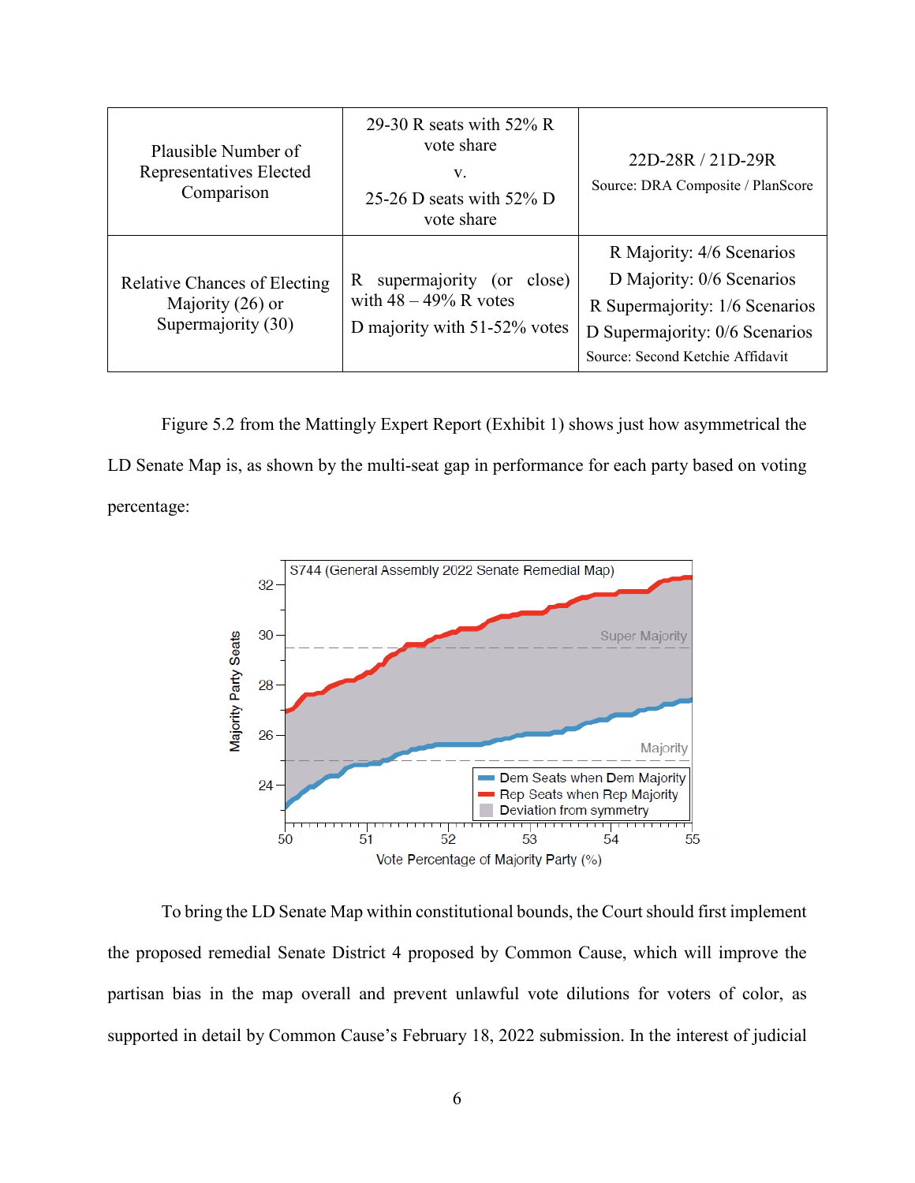| Plausible Number of Representatives Elected Comparison | 29-30 R seats with 52% R vote share v. 25-26 D seats with 52% D vote share | 22D-28R / 21D-29R Source: DRA Composite / PlanScore |
|---|---|---|
| Relative Chances of Electing Majority (26) or Supermajority (30) | R supermajority (or close) with 48 – 49% R votes D majority with 51-52% votes | R Majority: 4/6 Scenarios D Majority: 0/6 Scenarios R Supermajority: 1/6 Scenarios D Supermajority: 0/6 Scenarios Source: Second Ketchie Affidavit |

Figure 5.2 from the Mattingly Expert Report (Exhibit 1) shows just how asymmetrical the LD Senate Map is, as shown by the multi-seat gap in performance for each party based on voting percentage:

To bring the LD Senate Map within constitutional bounds, the Court should first implement the proposed remedial Senate District 4 proposed by Common Cause, which will improve the partisan bias in the map overall and prevent unlawful vote dilutions for voters of color, as supported in detail by Common Cause's February 18, 2022 submission. In the interest of judicial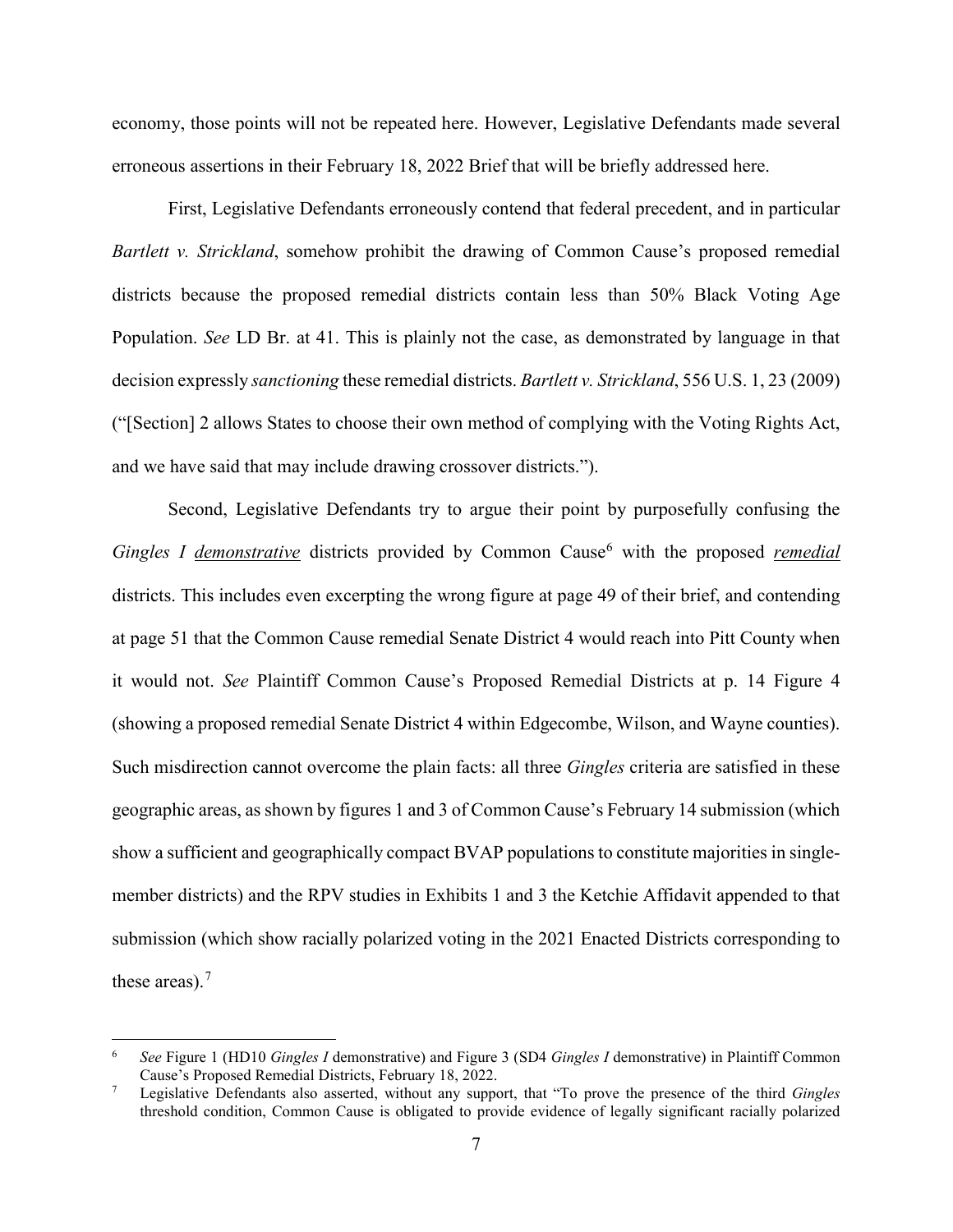economy, those points will not be repeated here. However, Legislative Defendants made several erroneous assertions in their February 18, 2022 Brief that will be briefly addressed here.

First, Legislative Defendants erroneously contend that federal precedent, and in particular *Bartlett v. Strickland*, somehow prohibit the drawing of Common Cause's proposed remedial districts because the proposed remedial districts contain less than 50% Black Voting Age Population. *See* LD Br. at 41. This is plainly not the case, as demonstrated by language in that decision expressly *sanctioning* these remedial districts. *Bartlett v. Strickland*, 556 U.S. 1, 23 (2009) ("[Section] 2 allows States to choose their own method of complying with the Voting Rights Act, and we have said that may include drawing crossover districts.").

Second, Legislative Defendants try to argue their point by purposefully confusing the *Gingles I* *demonstrative* districts provided by Common Cause[6] with the proposed *remedial* districts. This includes even excerpting the wrong figure at page 49 of their brief, and contending at page 51 that the Common Cause remedial Senate District 4 would reach into Pitt County when it would not. *See* Plaintiff Common Cause's Proposed Remedial Districts at p. 14 Figure 4 (showing a proposed remedial Senate District 4 within Edgecombe, Wilson, and Wayne counties). Such misdirection cannot overcome the plain facts: all three *Gingles* criteria are satisfied in these geographic areas, as shown by figures 1 and 3 of Common Cause's February 14 submission (which show a sufficient and geographically compact BVAP populations to constitute majorities in single-member districts) and the RPV studies in Exhibits 1 and 3 the Ketchie Affidavit appended to that submission (which show racially polarized voting in the 2021 Enacted Districts corresponding to these areas).[7]

---

[6] *See* Figure 1 (HD10 *Gingles I* demonstrative) and Figure 3 (SD4 *Gingles I* demonstrative) in Plaintiff Common Cause's Proposed Remedial Districts, February 18, 2022.

[7] Legislative Defendants also asserted, without any support, that "To prove the presence of the third *Gingles* threshold condition, Common Cause is obligated to provide evidence of legally significant racially polarized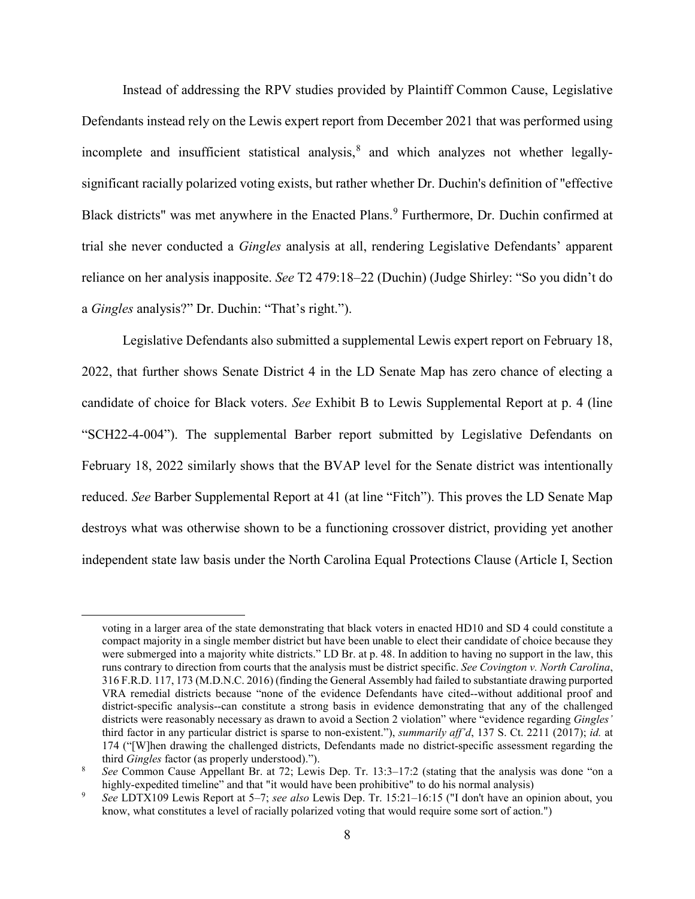Instead of addressing the RPV studies provided by Plaintiff Common Cause, Legislative Defendants instead rely on the Lewis expert report from December 2021 that was performed using incomplete and insufficient statistical analysis,[8] and which analyzes not whether legally-significant racially polarized voting exists, but rather whether Dr. Duchin's definition of "effective Black districts" was met anywhere in the Enacted Plans.[9] Furthermore, Dr. Duchin confirmed at trial she never conducted a *Gingles* analysis at all, rendering Legislative Defendants' apparent reliance on her analysis inapposite. *See* T2 479:18–22 (Duchin) (Judge Shirley: "So you didn't do a *Gingles* analysis?" Dr. Duchin: "That's right.").

Legislative Defendants also submitted a supplemental Lewis expert report on February 18, 2022, that further shows Senate District 4 in the LD Senate Map has zero chance of electing a candidate of choice for Black voters. *See* Exhibit B to Lewis Supplemental Report at p. 4 (line "SCH22-4-004"). The supplemental Barber report submitted by Legislative Defendants on February 18, 2022 similarly shows that the BVAP level for the Senate district was intentionally reduced. *See* Barber Supplemental Report at 41 (at line "Fitch"). This proves the LD Senate Map destroys what was otherwise shown to be a functioning crossover district, providing yet another independent state law basis under the North Carolina Equal Protections Clause (Article I, Section

---

voting in a larger area of the state demonstrating that black voters in enacted HD10 and SD 4 could constitute a compact majority in a single member district but have been unable to elect their candidate of choice because they were submerged into a majority white districts." LD Br. at p. 48. In addition to having no support in the law, this runs contrary to direction from courts that the analysis must be district specific. *See Covington v. North Carolina*, 316 F.R.D. 117, 173 (M.D.N.C. 2016) (finding the General Assembly had failed to substantiate drawing purported VRA remedial districts because "none of the evidence Defendants have cited--without additional proof and district-specific analysis--can constitute a strong basis in evidence demonstrating that any of the challenged districts were reasonably necessary as drawn to avoid a Section 2 violation" where "evidence regarding *Gingles'* third factor in any particular district is sparse to non-existent."), *summarily aff'd*, 137 S. Ct. 2211 (2017); *id.* at 174 ("[W]hen drawing the challenged districts, Defendants made no district-specific assessment regarding the third *Gingles* factor (as properly understood).").

[8] *See* Common Cause Appellant Br. at 72; Lewis Dep. Tr. 13:3–17:2 (stating that the analysis was done "on a highly-expedited timeline" and that "it would have been prohibitive" to do his normal analysis)

[9] *See* LDTX109 Lewis Report at 5–7; *see also* Lewis Dep. Tr. 15:21–16:15 ("I don't have an opinion about, you know, what constitutes a level of racially polarized voting that would require some sort of action.")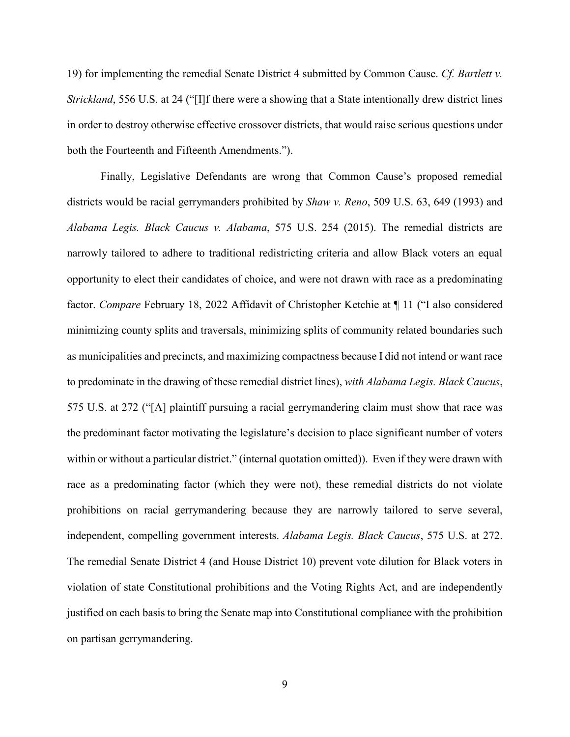19) for implementing the remedial Senate District 4 submitted by Common Cause. *Cf. Bartlett v. Strickland*, 556 U.S. at 24 ("[I]f there were a showing that a State intentionally drew district lines in order to destroy otherwise effective crossover districts, that would raise serious questions under both the Fourteenth and Fifteenth Amendments.").

Finally, Legislative Defendants are wrong that Common Cause's proposed remedial districts would be racial gerrymanders prohibited by *Shaw v. Reno*, 509 U.S. 63, 649 (1993) and *Alabama Legis. Black Caucus v. Alabama*, 575 U.S. 254 (2015). The remedial districts are narrowly tailored to adhere to traditional redistricting criteria and allow Black voters an equal opportunity to elect their candidates of choice, and were not drawn with race as a predominating factor. *Compare* February 18, 2022 Affidavit of Christopher Ketchie at ¶ 11 ("I also considered minimizing county splits and traversals, minimizing splits of community related boundaries such as municipalities and precincts, and maximizing compactness because I did not intend or want race to predominate in the drawing of these remedial district lines), *with Alabama Legis. Black Caucus*, 575 U.S. at 272 ("[A] plaintiff pursuing a racial gerrymandering claim must show that race was the predominant factor motivating the legislature's decision to place significant number of voters within or without a particular district." (internal quotation omitted)). Even if they were drawn with race as a predominating factor (which they were not), these remedial districts do not violate prohibitions on racial gerrymandering because they are narrowly tailored to serve several, independent, compelling government interests. *Alabama Legis. Black Caucus*, 575 U.S. at 272. The remedial Senate District 4 (and House District 10) prevent vote dilution for Black voters in violation of state Constitutional prohibitions and the Voting Rights Act, and are independently justified on each basis to bring the Senate map into Constitutional compliance with the prohibition on partisan gerrymandering.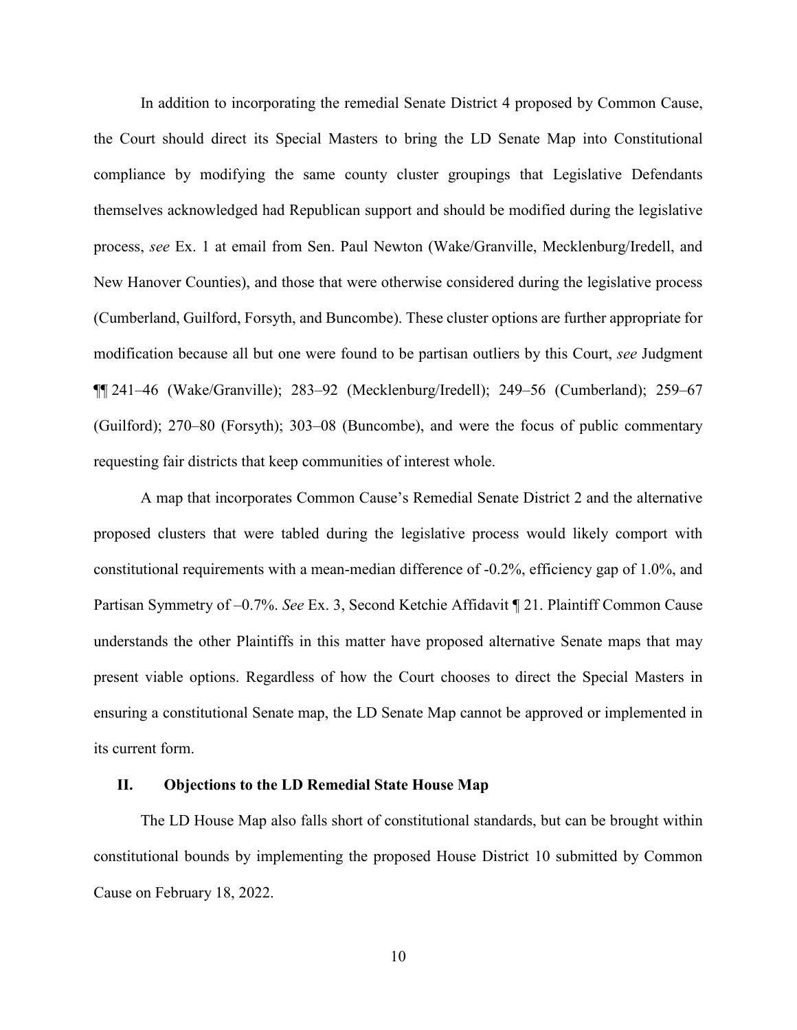In addition to incorporating the remedial Senate District 4 proposed by Common Cause, the Court should direct its Special Masters to bring the LD Senate Map into Constitutional compliance by modifying the same county cluster groupings that Legislative Defendants themselves acknowledged had Republican support and should be modified during the legislative process, *see* Ex. 1 at email from Sen. Paul Newton (Wake/Granville, Mecklenburg/Iredell, and New Hanover Counties), and those that were otherwise considered during the legislative process (Cumberland, Guilford, Forsyth, and Buncombe). These cluster options are further appropriate for modification because all but one were found to be partisan outliers by this Court, *see* Judgment ¶¶ 241–46 (Wake/Granville); 283–92 (Mecklenburg/Iredell); 249–56 (Cumberland); 259–67 (Guilford); 270–80 (Forsyth); 303–08 (Buncombe), and were the focus of public commentary requesting fair districts that keep communities of interest whole.

A map that incorporates Common Cause's Remedial Senate District 2 and the alternative proposed clusters that were tabled during the legislative process would likely comport with constitutional requirements with a mean-median difference of -0.2%, efficiency gap of 1.0%, and Partisan Symmetry of –0.7%. *See* Ex. 3, Second Ketchie Affidavit ¶ 21. Plaintiff Common Cause understands the other Plaintiffs in this matter have proposed alternative Senate maps that may present viable options. Regardless of how the Court chooses to direct the Special Masters in ensuring a constitutional Senate map, the LD Senate Map cannot be approved or implemented in its current form.

## II. Objections to the LD Remedial State House Map

The LD House Map also falls short of constitutional standards, but can be brought within constitutional bounds by implementing the proposed House District 10 submitted by Common Cause on February 18, 2022.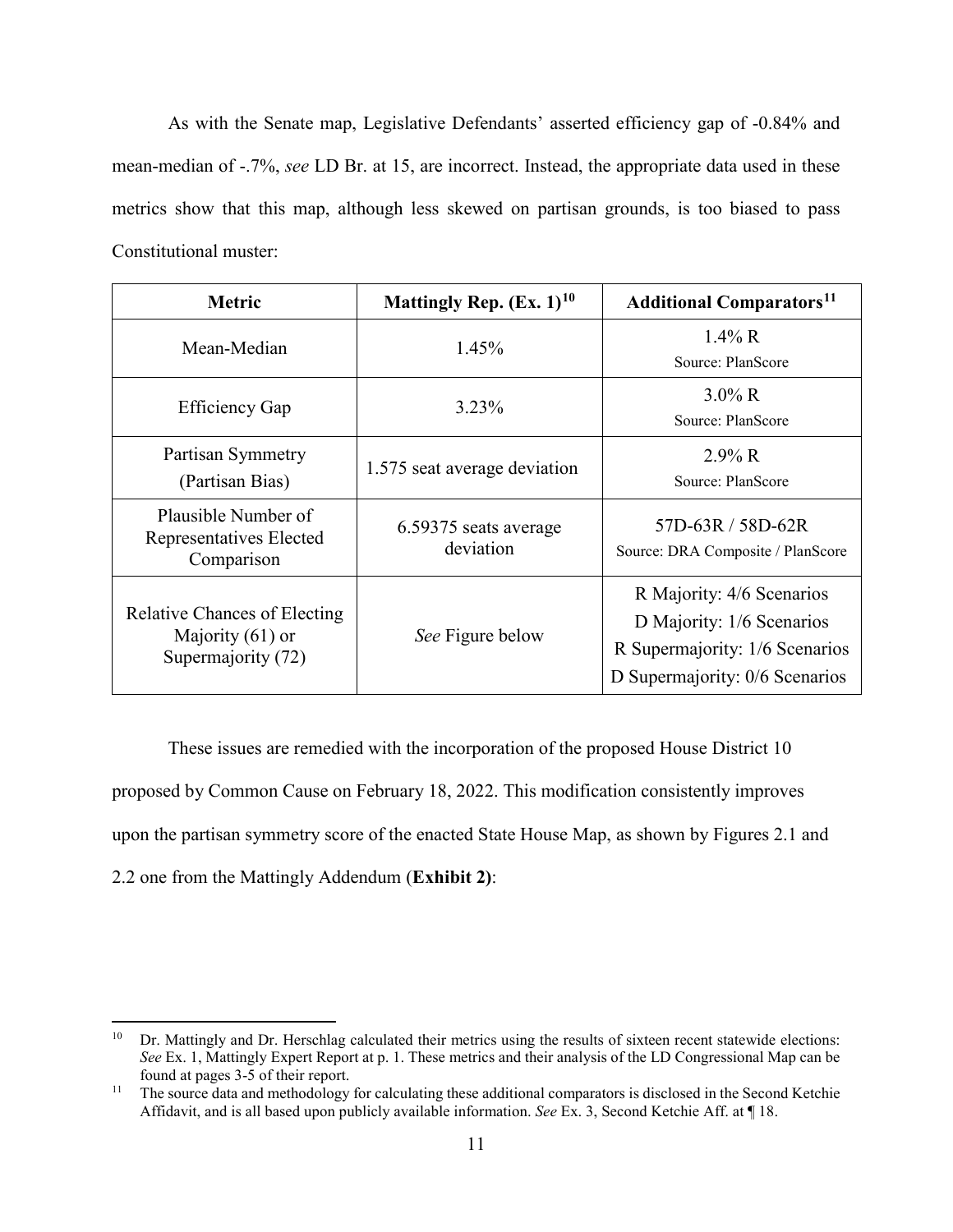As with the Senate map, Legislative Defendants' asserted efficiency gap of -0.84% and mean-median of -.7%, *see* LD Br. at 15, are incorrect. Instead, the appropriate data used in these metrics show that this map, although less skewed on partisan grounds, is too biased to pass Constitutional muster:

| Metric | Mattingly Rep. (Ex. 1)[10] | Additional Comparators[11] |
|---|---|---|
| Mean-Median | 1.45% | 1.4% R<br>Source: PlanScore |
| Efficiency Gap | 3.23% | 3.0% R<br>Source: PlanScore |
| Partisan Symmetry (Partisan Bias) | 1.575 seat average deviation | 2.9% R<br>Source: PlanScore |
| Plausible Number of Representatives Elected Comparison | 6.59375 seats average deviation | 57D-63R / 58D-62R<br>Source: DRA Composite / PlanScore |
| Relative Chances of Electing Majority (61) or Supermajority (72) | *See* Figure below | R Majority: 4/6 Scenarios<br>D Majority: 1/6 Scenarios<br>R Supermajority: 1/6 Scenarios<br>D Supermajority: 0/6 Scenarios |

These issues are remedied with the incorporation of the proposed House District 10 proposed by Common Cause on February 18, 2022. This modification consistently improves upon the partisan symmetry score of the enacted State House Map, as shown by Figures 2.1 and 2.2 one from the Mattingly Addendum (**Exhibit 2)**:

[10] Dr. Mattingly and Dr. Herschlag calculated their metrics using the results of sixteen recent statewide elections: *See* Ex. 1, Mattingly Expert Report at p. 1. These metrics and their analysis of the LD Congressional Map can be found at pages 3-5 of their report.

[11] The source data and methodology for calculating these additional comparators is disclosed in the Second Ketchie Affidavit, and is all based upon publicly available information. *See* Ex. 3, Second Ketchie Aff. at ¶ 18.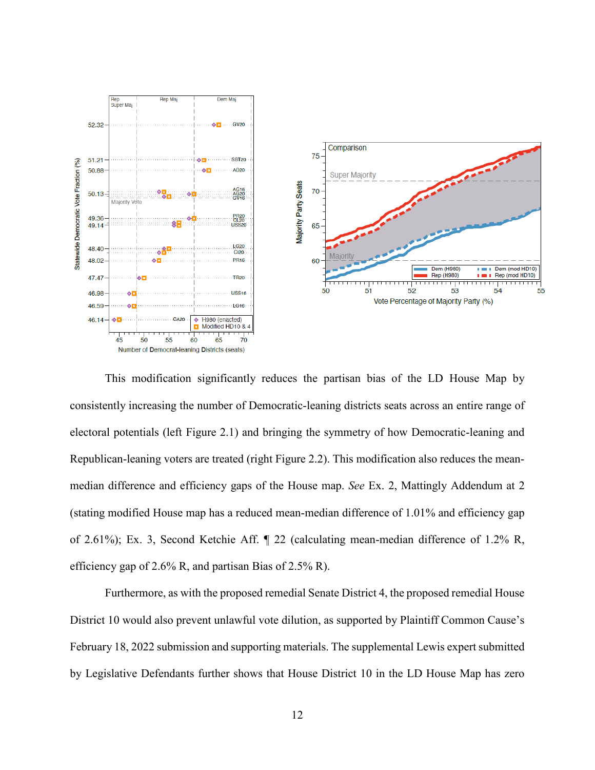This modification significantly reduces the partisan bias of the LD House Map by consistently increasing the number of Democratic-leaning districts seats across an entire range of electoral potentials (left Figure 2.1) and bringing the symmetry of how Democratic-leaning and Republican-leaning voters are treated (right Figure 2.2). This modification also reduces the mean-median difference and efficiency gaps of the House map. *See* Ex. 2, Mattingly Addendum at 2 (stating modified House map has a reduced mean-median difference of 1.01% and efficiency gap of 2.61%); Ex. 3, Second Ketchie Aff. ¶ 22 (calculating mean-median difference of 1.2% R, efficiency gap of 2.6% R, and partisan Bias of 2.5% R).

Furthermore, as with the proposed remedial Senate District 4, the proposed remedial House District 10 would also prevent unlawful vote dilution, as supported by Plaintiff Common Cause's February 18, 2022 submission and supporting materials. The supplemental Lewis expert submitted by Legislative Defendants further shows that House District 10 in the LD House Map has zero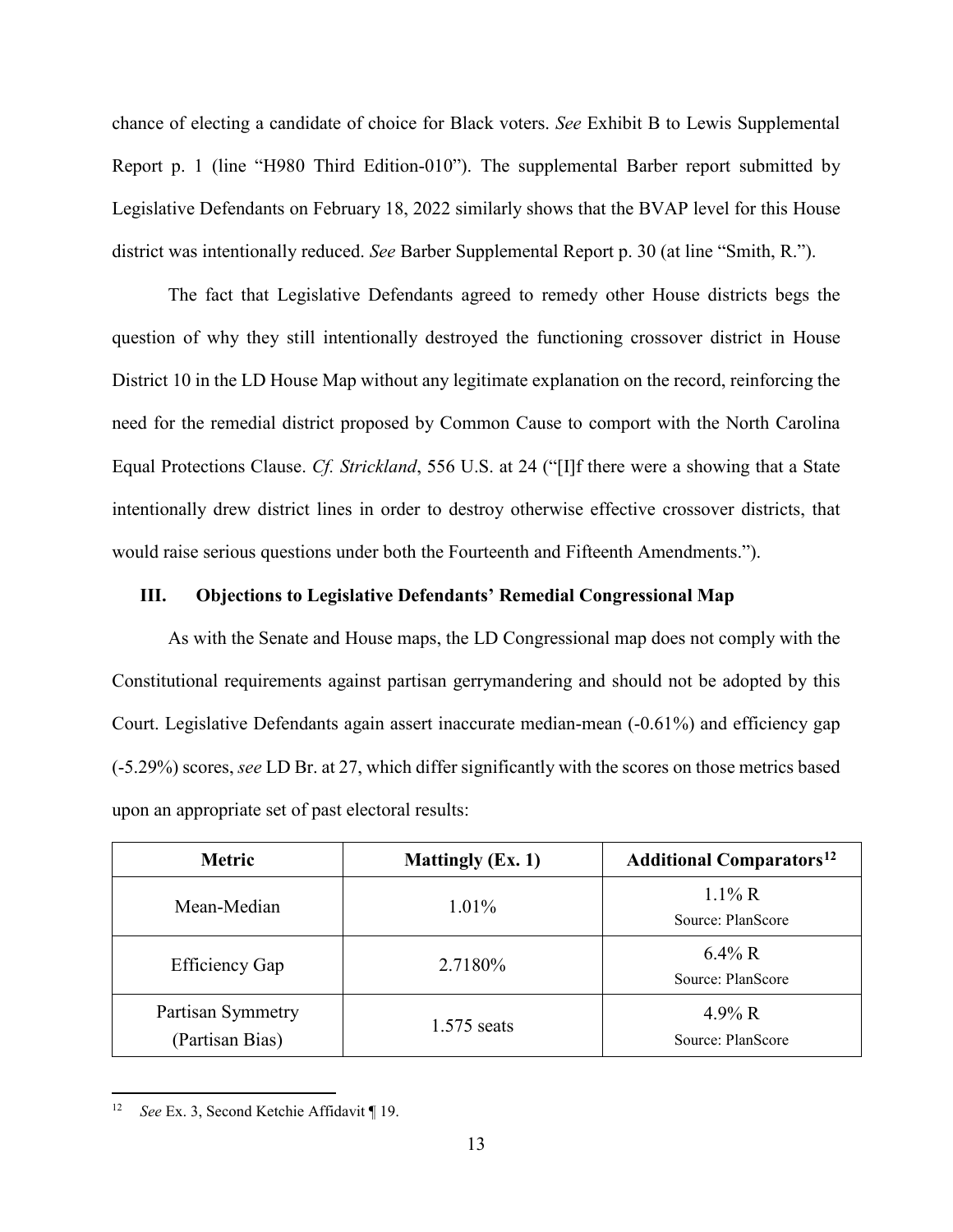chance of electing a candidate of choice for Black voters. *See* Exhibit B to Lewis Supplemental Report p. 1 (line "H980 Third Edition-010"). The supplemental Barber report submitted by Legislative Defendants on February 18, 2022 similarly shows that the BVAP level for this House district was intentionally reduced. *See* Barber Supplemental Report p. 30 (at line "Smith, R.").

The fact that Legislative Defendants agreed to remedy other House districts begs the question of why they still intentionally destroyed the functioning crossover district in House District 10 in the LD House Map without any legitimate explanation on the record, reinforcing the need for the remedial district proposed by Common Cause to comport with the North Carolina Equal Protections Clause. *Cf. Strickland*, 556 U.S. at 24 ("[I]f there were a showing that a State intentionally drew district lines in order to destroy otherwise effective crossover districts, that would raise serious questions under both the Fourteenth and Fifteenth Amendments.").

## III. Objections to Legislative Defendants' Remedial Congressional Map

As with the Senate and House maps, the LD Congressional map does not comply with the Constitutional requirements against partisan gerrymandering and should not be adopted by this Court. Legislative Defendants again assert inaccurate median-mean (-0.61%) and efficiency gap (-5.29%) scores, *see* LD Br. at 27, which differ significantly with the scores on those metrics based upon an appropriate set of past electoral results:

| Metric | Mattingly (Ex. 1) | Additional Comparators[12] |
|---|---|---|
| Mean-Median | 1.01% | 1.1% R<br>Source: PlanScore |
| Efficiency Gap | 2.7180% | 6.4% R<br>Source: PlanScore |
| Partisan Symmetry (Partisan Bias) | 1.575 seats | 4.9% R<br>Source: PlanScore |

[12] *See* Ex. 3, Second Ketchie Affidavit ¶ 19.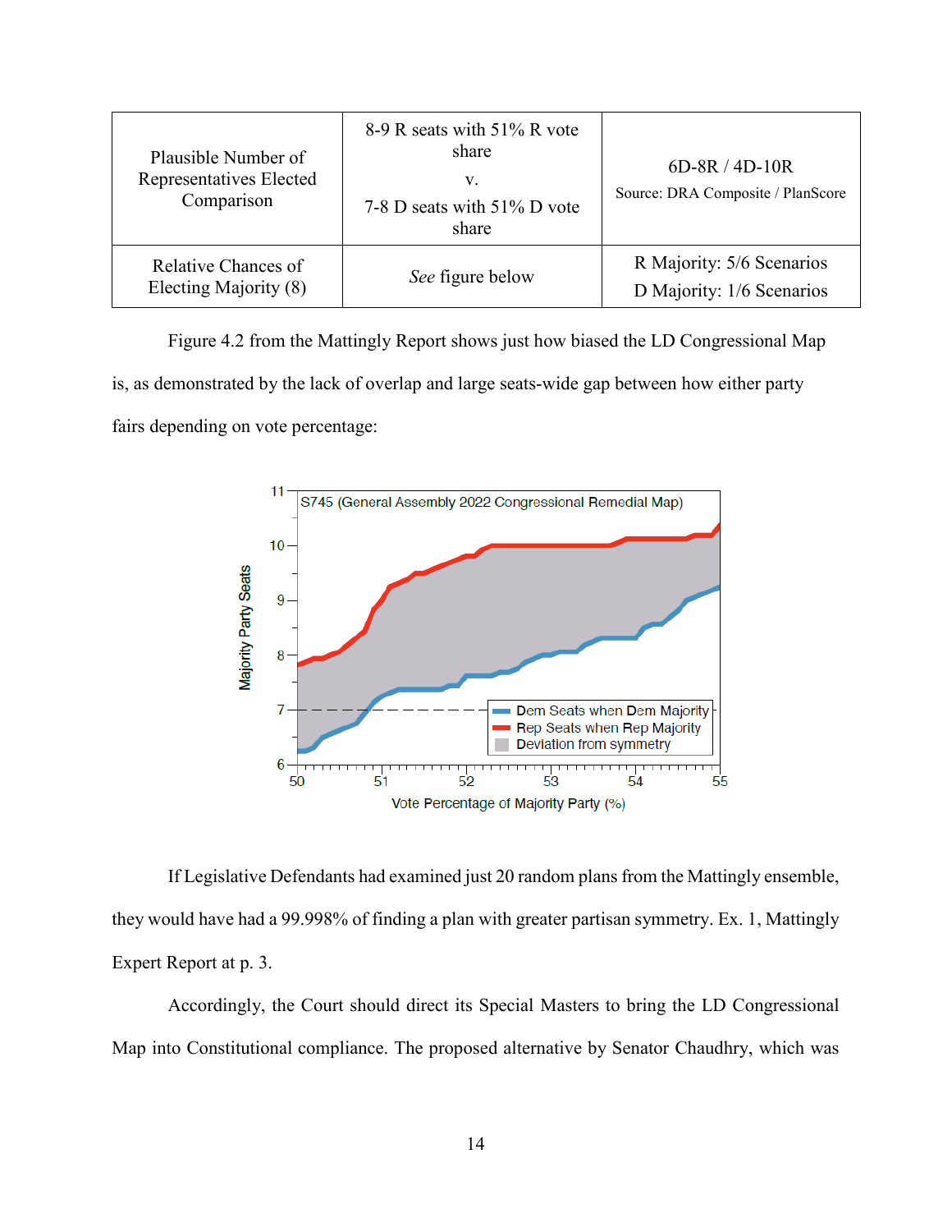| Plausible Number of Representatives Elected Comparison | 8-9 R seats with 51% R vote share v. 7-8 D seats with 51% D vote share | 6D-8R / 4D-10R Source: DRA Composite / PlanScore |
|---|---|---|
| Relative Chances of Electing Majority (8) | *See* figure below | R Majority: 5/6 Scenarios D Majority: 1/6 Scenarios |

Figure 4.2 from the Mattingly Report shows just how biased the LD Congressional Map is, as demonstrated by the lack of overlap and large seats-wide gap between how either party fairs depending on vote percentage:

If Legislative Defendants had examined just 20 random plans from the Mattingly ensemble, they would have had a 99.998% of finding a plan with greater partisan symmetry. Ex. 1, Mattingly Expert Report at p. 3.

Accordingly, the Court should direct its Special Masters to bring the LD Congressional Map into Constitutional compliance. The proposed alternative by Senator Chaudhry, which was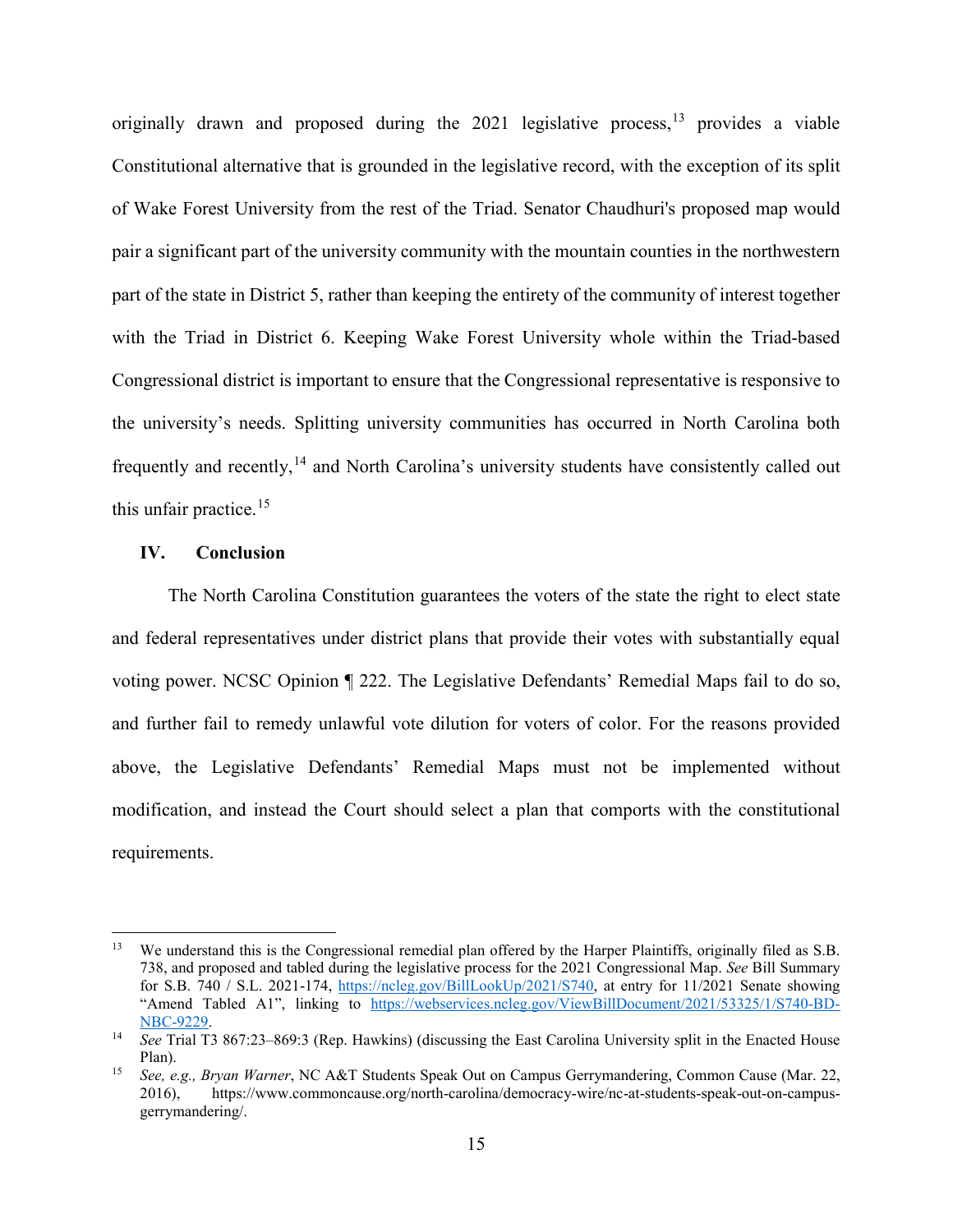originally drawn and proposed during the 2021 legislative process,[13] provides a viable Constitutional alternative that is grounded in the legislative record, with the exception of its split of Wake Forest University from the rest of the Triad. Senator Chaudhuri's proposed map would pair a significant part of the university community with the mountain counties in the northwestern part of the state in District 5, rather than keeping the entirety of the community of interest together with the Triad in District 6. Keeping Wake Forest University whole within the Triad-based Congressional district is important to ensure that the Congressional representative is responsive to the university's needs. Splitting university communities has occurred in North Carolina both frequently and recently,[14] and North Carolina's university students have consistently called out this unfair practice.[15]

## IV. Conclusion

The North Carolina Constitution guarantees the voters of the state the right to elect state and federal representatives under district plans that provide their votes with substantially equal voting power. NCSC Opinion ¶ 222. The Legislative Defendants' Remedial Maps fail to do so, and further fail to remedy unlawful vote dilution for voters of color. For the reasons provided above, the Legislative Defendants' Remedial Maps must not be implemented without modification, and instead the Court should select a plan that comports with the constitutional requirements.

---

[13] We understand this is the Congressional remedial plan offered by the Harper Plaintiffs, originally filed as S.B. 738, and proposed and tabled during the legislative process for the 2021 Congressional Map. *See* Bill Summary for S.B. 740 / S.L. 2021-174, https://ncleg.gov/BillLookUp/2021/S740, at entry for 11/2021 Senate showing "Amend Tabled A1", linking to https://webservices.ncleg.gov/ViewBillDocument/2021/53325/1/S740-BD-NBC-9229.

[14] *See* Trial T3 867:23–869:3 (Rep. Hawkins) (discussing the East Carolina University split in the Enacted House Plan).

[15] *See, e.g., Bryan Warner*, NC A&T Students Speak Out on Campus Gerrymandering, Common Cause (Mar. 22, 2016), https://www.commoncause.org/north-carolina/democracy-wire/nc-at-students-speak-out-on-campus-gerrymandering/.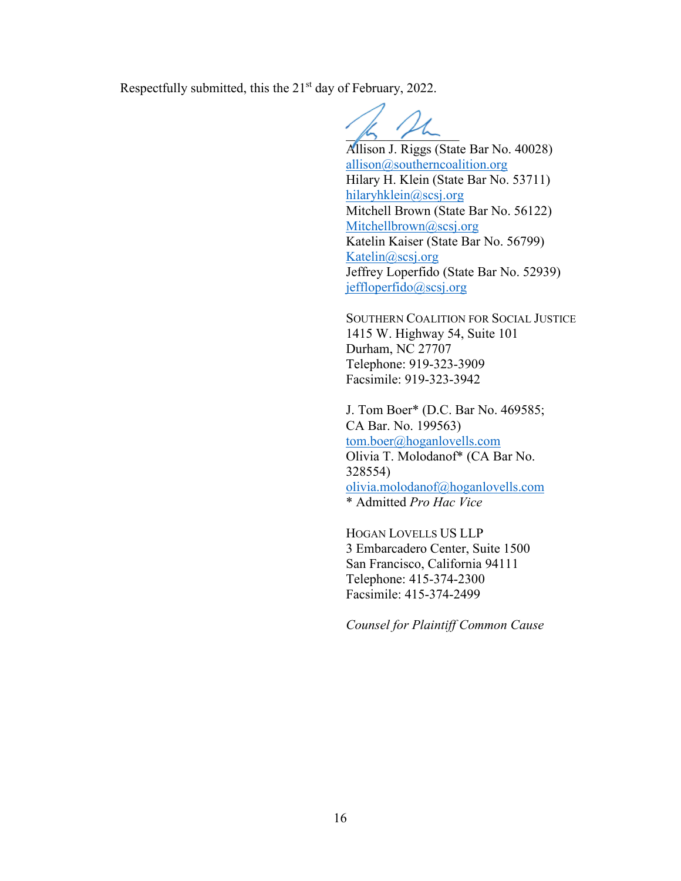Respectfully submitted, this the 21st day of February, 2022.

Allison J. Riggs (State Bar No. 40028)
allison@southerncoalition.org
Hilary H. Klein (State Bar No. 53711)
hilaryhklein@scsj.org
Mitchell Brown (State Bar No. 56122)
Mitchellbrown@scsj.org
Katelin Kaiser (State Bar No. 56799)
Katelin@scsj.org
Jeffrey Loperfido (State Bar No. 52939)
jeffloperfido@scsj.org

SOUTHERN COALITION FOR SOCIAL JUSTICE
1415 W. Highway 54, Suite 101
Durham, NC 27707
Telephone: 919-323-3909
Facsimile: 919-323-3942

J. Tom Boer* (D.C. Bar No. 469585;
CA Bar. No. 199563)
tom.boer@hoganlovells.com
Olivia T. Molodanof* (CA Bar No.
328554)
olivia.molodanof@hoganlovells.com
* Admitted *Pro Hac Vice*

HOGAN LOVELLS US LLP
3 Embarcadero Center, Suite 1500
San Francisco, California 94111
Telephone: 415-374-2300
Facsimile: 415-374-2499

*Counsel for Plaintiff Common Cause*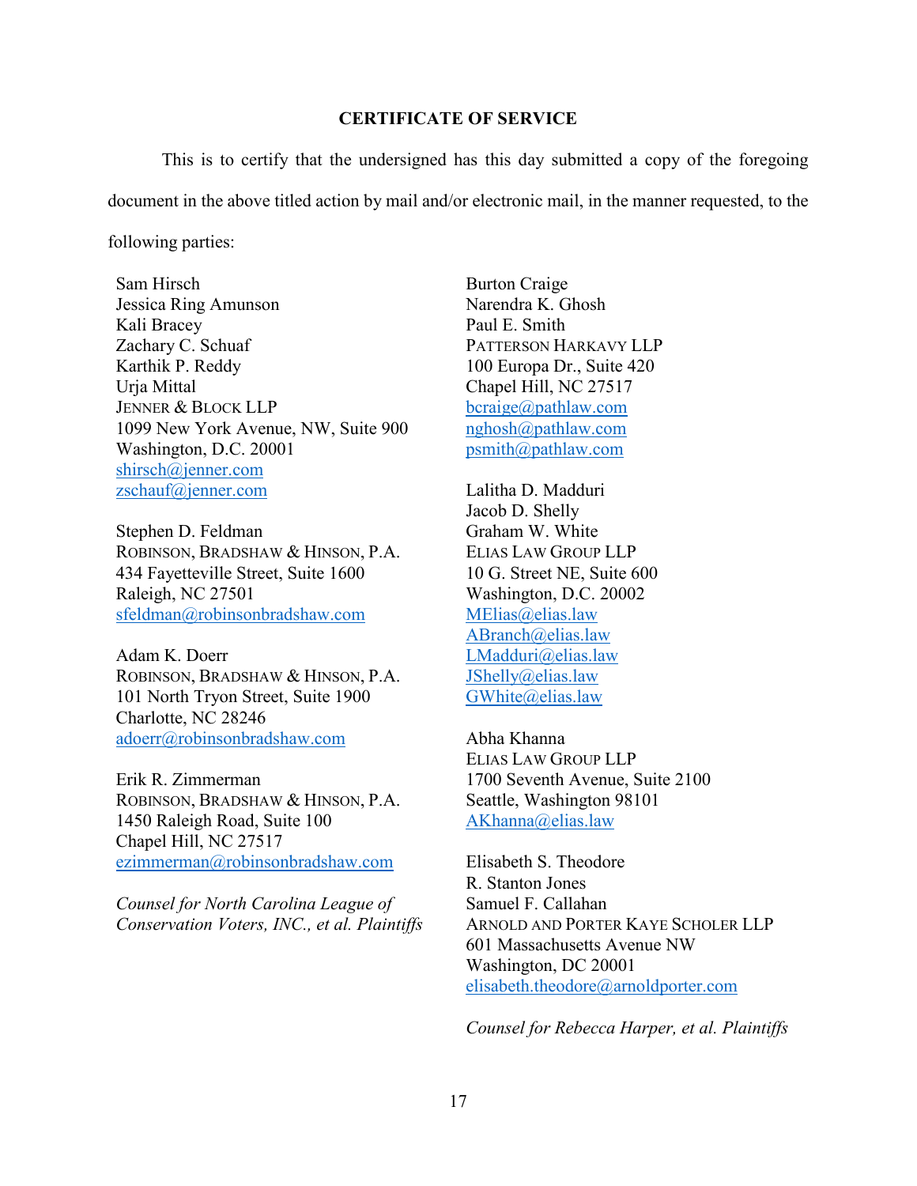**CERTIFICATE OF SERVICE**

This is to certify that the undersigned has this day submitted a copy of the foregoing document in the above titled action by mail and/or electronic mail, in the manner requested, to the following parties:

Sam Hirsch
Jessica Ring Amunson
Kali Bracey
Zachary C. Schauf
Karthik P. Reddy
Urja Mittal
JENNER & BLOCK LLP
1099 New York Avenue, NW, Suite 900
Washington, D.C. 20001
shirsch@jenner.com
zschauf@jenner.com

Stephen D. Feldman
ROBINSON, BRADSHAW & HINSON, P.A.
434 Fayetteville Street, Suite 1600
Raleigh, NC 27501
sfeldman@robinsonbradshaw.com

Adam K. Doerr
ROBINSON, BRADSHAW & HINSON, P.A.
101 North Tryon Street, Suite 1900
Charlotte, NC 28246
adoerr@robinsonbradshaw.com

Erik R. Zimmerman
ROBINSON, BRADSHAW & HINSON, P.A.
1450 Raleigh Road, Suite 100
Chapel Hill, NC 27517
ezimmerman@robinsonbradshaw.com

*Counsel for North Carolina League of Conservation Voters, INC., et al. Plaintiffs*

Burton Craige
Narendra K. Ghosh
Paul E. Smith
PATTERSON HARKAVY LLP
100 Europa Dr., Suite 420
Chapel Hill, NC 27517
bcraige@pathlaw.com
nghosh@pathlaw.com
psmith@pathlaw.com

Lalitha D. Madduri
Jacob D. Shelly
Graham W. White
ELIAS LAW GROUP LLP
10 G. Street NE, Suite 600
Washington, D.C. 20002
MElias@elias.law
ABranch@elias.law
LMadduri@elias.law
JShelly@elias.law
GWhite@elias.law

Abha Khanna
ELIAS LAW GROUP LLP
1700 Seventh Avenue, Suite 2100
Seattle, Washington 98101
AKhanna@elias.law

Elisabeth S. Theodore
R. Stanton Jones
Samuel F. Callahan
ARNOLD AND PORTER KAYE SCHOLER LLP
601 Massachusetts Avenue NW
Washington, DC 20001
elisabeth.theodore@arnoldporter.com

*Counsel for Rebecca Harper, et al. Plaintiffs*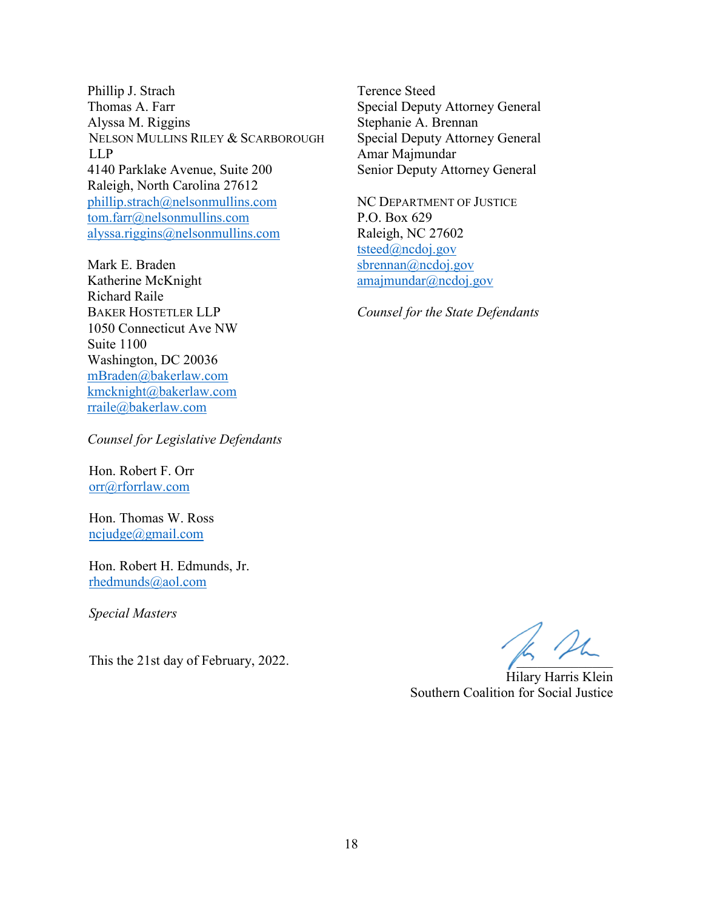Phillip J. Strach
Thomas A. Farr
Alyssa M. Riggins
NELSON MULLINS RILEY & SCARBOROUGH LLP
4140 Parklake Avenue, Suite 200
Raleigh, North Carolina 27612
phillip.strach@nelsonmullins.com
tom.farr@nelsonmullins.com
alyssa.riggins@nelsonmullins.com

Mark E. Braden
Katherine McKnight
Richard Raile
BAKER HOSTETLER LLP
1050 Connecticut Ave NW
Suite 1100
Washington, DC 20036
mBraden@bakerlaw.com
kmcknight@bakerlaw.com
rraile@bakerlaw.com

*Counsel for Legislative Defendants*

Hon. Robert F. Orr
orr@rforrlaw.com

Hon. Thomas W. Ross
ncjudge@gmail.com

Hon. Robert H. Edmunds, Jr.
rhedmunds@aol.com

*Special Masters*

Terence Steed
Special Deputy Attorney General
Stephanie A. Brennan
Special Deputy Attorney General
Amar Majmundar
Senior Deputy Attorney General

NC DEPARTMENT OF JUSTICE
P.O. Box 629
Raleigh, NC 27602
tsteed@ncdoj.gov
sbrennan@ncdoj.gov
amajmundar@ncdoj.gov

*Counsel for the State Defendants*

This the 21st day of February, 2022.

Hilary Harris Klein
Southern Coalition for Social Justice